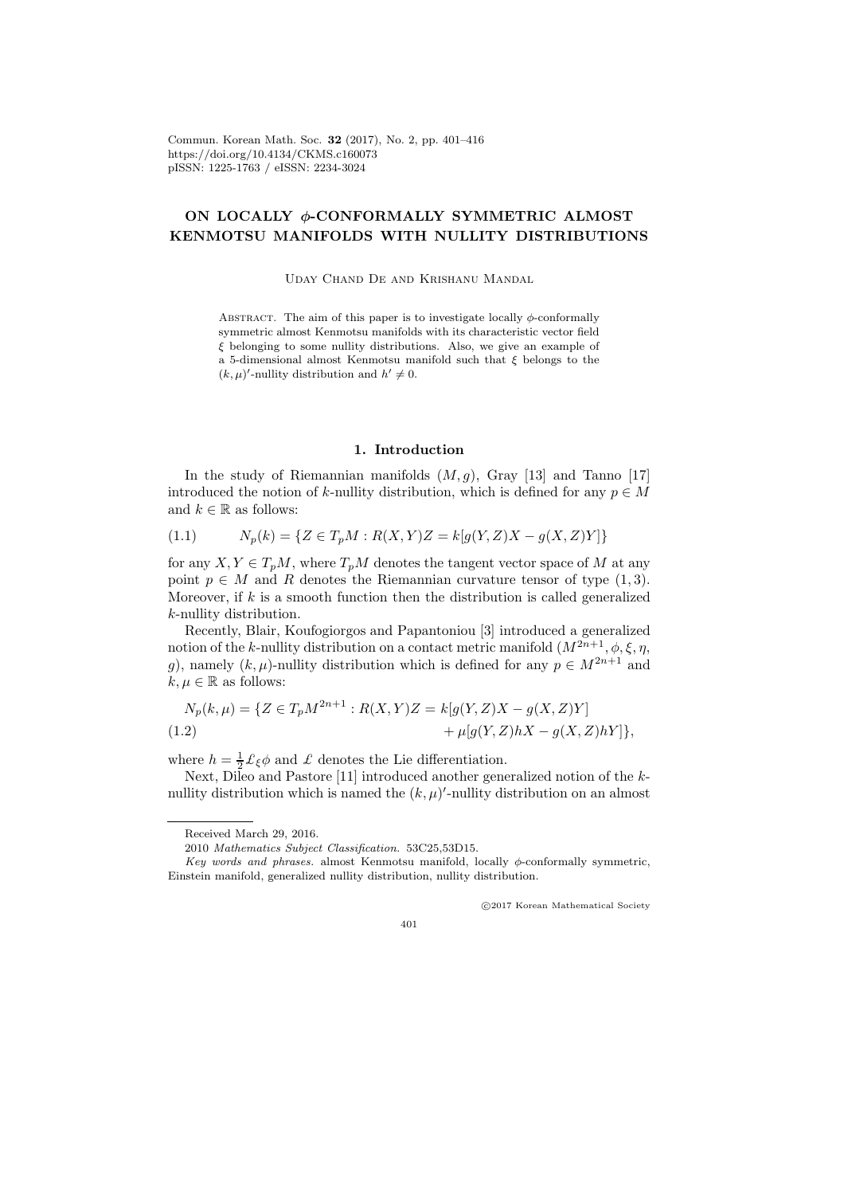# ON LOCALLY $\phi$-CONFORMALLY SYMMETRIC ALMOST KENMOTSU MANIFOLDS WITH NULLITY DISTRIBUTIONS

Uday Chand De and Krishanu Mandal

Abstract. The aim of this paper is to investigate locally $\phi$-conformally symmetric almost Kenmotsu manifolds with its characteristic vector field $\xi$ belonging to some nullity distributions. Also, we give an example of a 5-dimensional almost Kenmotsu manifold such that $\xi$ belongs to the $(k,\mu)'$-nullity distribution and $h' \neq 0$.

## 1. Introduction

In the study of Riemannian manifolds $(M, g)$, Gray [13] and Tanno [17] introduced the notion of $k$-nullity distribution, which is defined for any $p \in M$ and $k \in \mathbb{R}$ as follows:

$$N_p(k) = \{Z \in T_pM : R(X,Y)Z = k[g(Y,Z)X - g(X,Z)Y]\} \tag{1.1}$$

for any $X, Y \in T_pM$, where $T_pM$ denotes the tangent vector space of $M$ at any point $p \in M$ and $R$ denotes the Riemannian curvature tensor of type $(1,3)$. Moreover, if $k$ is a smooth function then the distribution is called generalized $k$-nullity distribution.

Recently, Blair, Koufogiorgos and Papantoniou [3] introduced a generalized notion of the $k$-nullity distribution on a contact metric manifold $(M^{2n+1}, \phi, \xi, \eta, g)$, namely $(k,\mu)$-nullity distribution which is defined for any $p \in M^{2n+1}$ and $k, \mu \in \mathbb{R}$ as follows:

$$\begin{aligned} N_p(k,\mu) = \{Z \in T_pM^{2n+1} : R(X,Y)Z = {} & k[g(Y,Z)X - g(X,Z)Y] \\ & + \mu[g(Y,Z)hX - g(X,Z)hY]\}, \end{aligned} \tag{1.2}$$

where $h = \frac{1}{2}\pounds_\xi \phi$ and $\pounds$ denotes the Lie differentiation.

Next, Dileo and Pastore [11] introduced another generalized notion of the $k$-nullity distribution which is named the $(k,\mu)'$-nullity distribution on an almost

---

Received March 29, 2016.

2010 *Mathematics Subject Classification.* 53C25,53D15.

*Key words and phrases.* almost Kenmotsu manifold, locally $\phi$-conformally symmetric, Einstein manifold, generalized nullity distribution, nullity distribution.

©2017 Korean Mathematical Society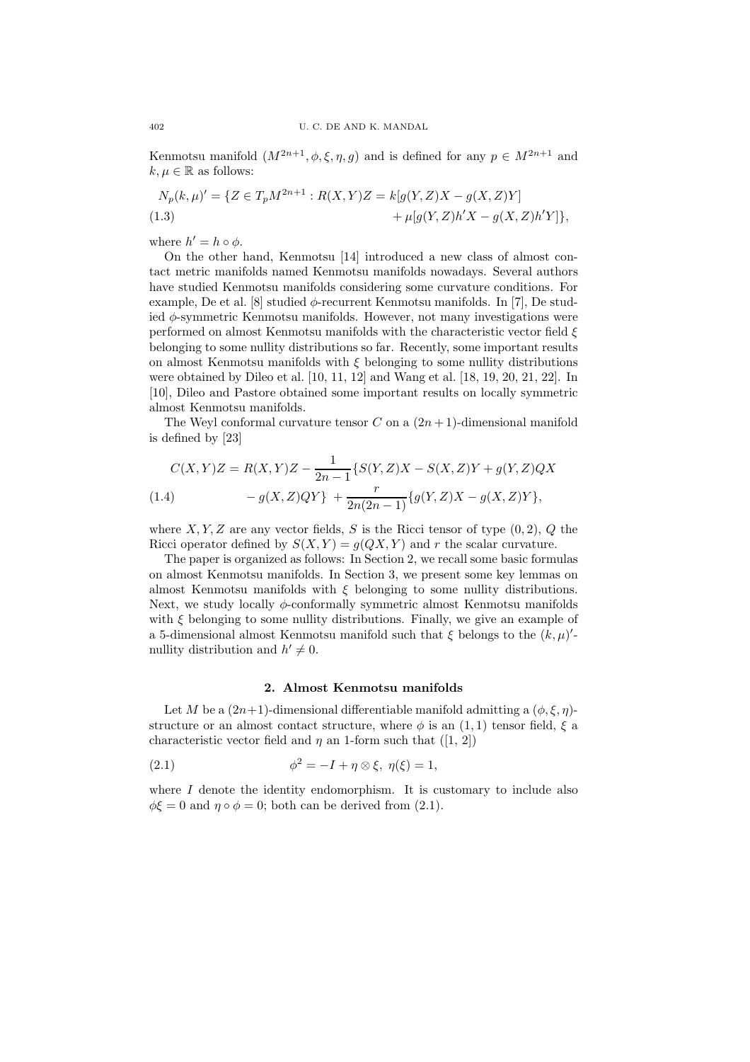Kenmotsu manifold $(M^{2n+1}, \phi, \xi, \eta, g)$ and is defined for any $p \in M^{2n+1}$ and $k, \mu \in \mathbb{R}$ as follows:

$$
\begin{aligned}
N_p(k,\mu)' = \{Z \in T_pM^{2n+1} : R(X,Y)Z = k[g(Y,Z)X - g(X,Z)Y] \\
+ \mu[g(Y,Z)h'X - g(X,Z)h'Y]\},
\end{aligned} \tag{1.3}
$$

where $h' = h \circ \phi$.

On the other hand, Kenmotsu [14] introduced a new class of almost contact metric manifolds named Kenmotsu manifolds nowadays. Several authors have studied Kenmotsu manifolds considering some curvature conditions. For example, De et al. [8] studied $\phi$-recurrent Kenmotsu manifolds. In [7], De studied $\phi$-symmetric Kenmotsu manifolds. However, not many investigations were performed on almost Kenmotsu manifolds with the characteristic vector field $\xi$ belonging to some nullity distributions so far. Recently, some important results on almost Kenmotsu manifolds with $\xi$ belonging to some nullity distributions were obtained by Dileo et al. [10, 11, 12] and Wang et al. [18, 19, 20, 21, 22]. In [10], Dileo and Pastore obtained some important results on locally symmetric almost Kenmotsu manifolds.

The Weyl conformal curvature tensor $C$ on a $(2n+1)$-dimensional manifold is defined by [23]

$$
\begin{aligned}
C(X,Y)Z = R(X,Y)Z - \frac{1}{2n-1}\{S(Y,Z)X - S(X,Z)Y + g(Y,Z)QX \\
- g(X,Z)QY\} + \frac{r}{2n(2n-1)}\{g(Y,Z)X - g(X,Z)Y\},
\end{aligned} \tag{1.4}
$$

where $X, Y, Z$ are any vector fields, $S$ is the Ricci tensor of type $(0,2)$, $Q$ the Ricci operator defined by $S(X,Y) = g(QX,Y)$ and $r$ the scalar curvature.

The paper is organized as follows: In Section 2, we recall some basic formulas on almost Kenmotsu manifolds. In Section 3, we present some key lemmas on almost Kenmotsu manifolds with $\xi$ belonging to some nullity distributions. Next, we study locally $\phi$-conformally symmetric almost Kenmotsu manifolds with $\xi$ belonging to some nullity distributions. Finally, we give an example of a 5-dimensional almost Kenmotsu manifold such that $\xi$ belongs to the $(k,\mu)'$-nullity distribution and $h' \neq 0$.

## 2. Almost Kenmotsu manifolds

Let $M$ be a $(2n+1)$-dimensional differentiable manifold admitting a $(\phi, \xi, \eta)$-structure or an almost contact structure, where $\phi$ is an $(1,1)$ tensor field, $\xi$ a characteristic vector field and $\eta$ an 1-form such that ([1, 2])

$$
\phi^2 = -I + \eta \otimes \xi, \ \eta(\xi) = 1, \tag{2.1}
$$

where $I$ denote the identity endomorphism. It is customary to include also $\phi\xi = 0$ and $\eta \circ \phi = 0$; both can be derived from (2.1).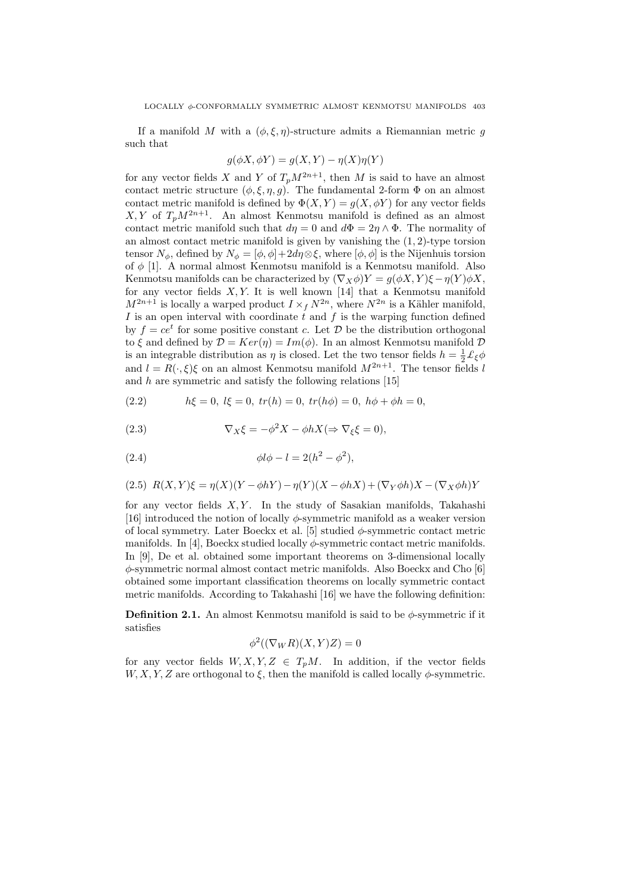If a manifold $M$ with a $(\phi, \xi, \eta)$-structure admits a Riemannian metric $g$ such that

$$g(\phi X, \phi Y) = g(X, Y) - \eta(X)\eta(Y)$$

for any vector fields $X$ and $Y$ of $T_pM^{2n+1}$, then $M$ is said to have an almost contact metric structure $(\phi, \xi, \eta, g)$. The fundamental 2-form $\Phi$ on an almost contact metric manifold is defined by $\Phi(X, Y) = g(X, \phi Y)$ for any vector fields $X, Y$ of $T_pM^{2n+1}$. An almost Kenmotsu manifold is defined as an almost contact metric manifold such that $d\eta = 0$ and $d\Phi = 2\eta \wedge \Phi$. The normality of an almost contact metric manifold is given by vanishing the $(1, 2)$-type torsion tensor $N_\phi$, defined by $N_\phi = [\phi, \phi] + 2d\eta \otimes \xi$, where $[\phi, \phi]$ is the Nijenhuis torsion of $\phi$ [1]. A normal almost Kenmotsu manifold is a Kenmotsu manifold. Also Kenmotsu manifolds can be characterized by $(\nabla_X \phi)Y = g(\phi X, Y)\xi - \eta(Y)\phi X$, for any vector fields $X, Y$. It is well known [14] that a Kenmotsu manifold $M^{2n+1}$ is locally a warped product $I \times_f N^{2n}$, where $N^{2n}$ is a Kähler manifold, $I$ is an open interval with coordinate $t$ and $f$ is the warping function defined by $f = ce^t$ for some positive constant $c$. Let $\mathcal{D}$ be the distribution orthogonal to $\xi$ and defined by $\mathcal{D} = Ker(\eta) = Im(\phi)$. In an almost Kenmotsu manifold $\mathcal{D}$ is an integrable distribution as $\eta$ is closed. Let the two tensor fields $h = \frac{1}{2}\pounds_\xi \phi$ and $l = R(\cdot, \xi)\xi$ on an almost Kenmotsu manifold $M^{2n+1}$. The tensor fields $l$ and $h$ are symmetric and satisfy the following relations [15]

$$h\xi = 0,\ l\xi = 0,\ tr(h) = 0,\ tr(h\phi) = 0,\ h\phi + \phi h = 0, \tag{2.2}$$

$$\nabla_X \xi = -\phi^2 X - \phi h X (\Rightarrow \nabla_\xi \xi = 0), \tag{2.3}$$

$$\phi l \phi - l = 2(h^2 - \phi^2), \tag{2.4}$$

$$R(X, Y)\xi = \eta(X)(Y - \phi h Y) - \eta(Y)(X - \phi h X) + (\nabla_Y \phi h)X - (\nabla_X \phi h)Y \tag{2.5}$$

for any vector fields $X, Y$. In the study of Sasakian manifolds, Takahashi [16] introduced the notion of locally $\phi$-symmetric manifold as a weaker version of local symmetry. Later Boeckx et al. [5] studied $\phi$-symmetric contact metric manifolds. In [4], Boeckx studied locally $\phi$-symmetric contact metric manifolds. In [9], De et al. obtained some important theorems on 3-dimensional locally $\phi$-symmetric normal almost contact metric manifolds. Also Boeckx and Cho [6] obtained some important classification theorems on locally symmetric contact metric manifolds. According to Takahashi [16] we have the following definition:

**Definition 2.1.** An almost Kenmotsu manifold is said to be $\phi$-symmetric if it satisfies

$$\phi^2((\nabla_W R)(X, Y)Z) = 0$$

for any vector fields $W, X, Y, Z \in T_pM$. In addition, if the vector fields $W, X, Y, Z$ are orthogonal to $\xi$, then the manifold is called locally $\phi$-symmetric.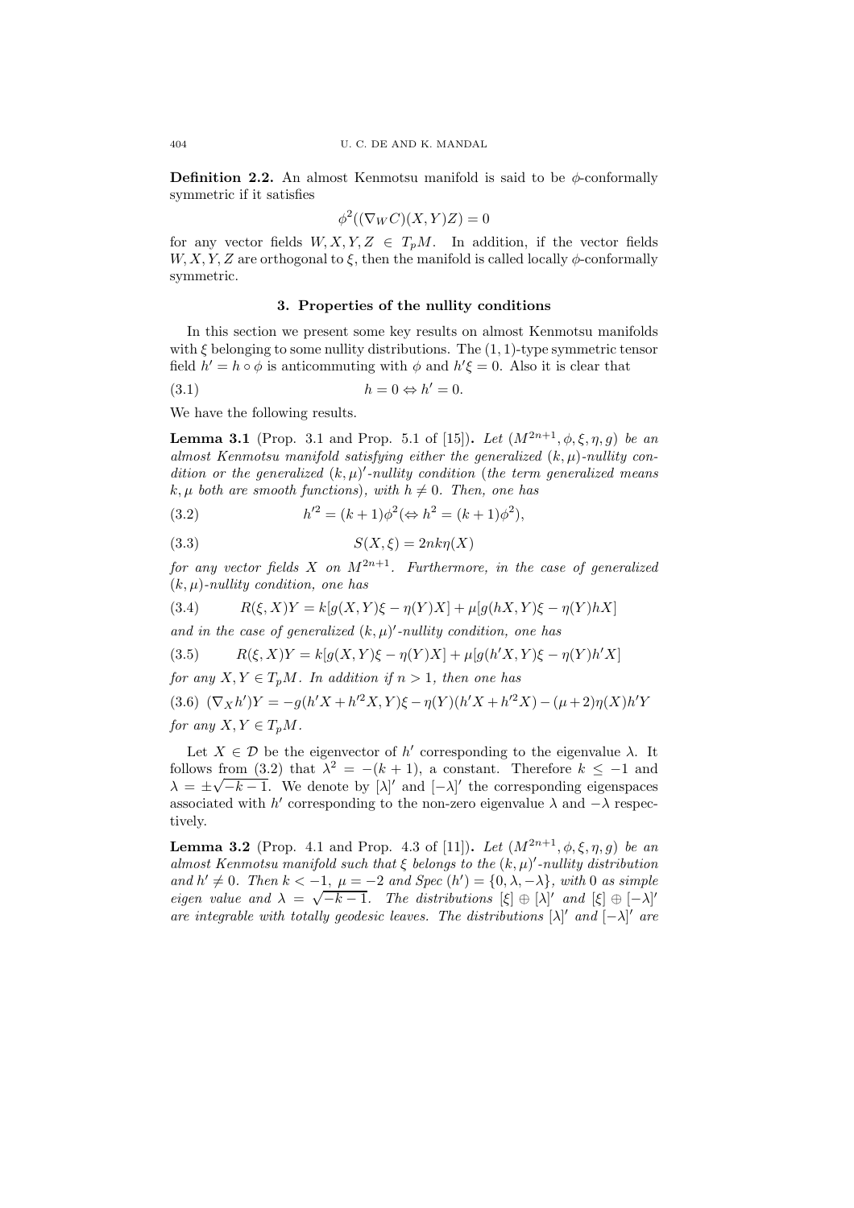**Definition 2.2.** An almost Kenmotsu manifold is said to be $\phi$-conformally symmetric if it satisfies

$$\phi^2((\nabla_W C)(X,Y)Z) = 0$$

for any vector fields $W, X, Y, Z \in T_pM$. In addition, if the vector fields $W, X, Y, Z$ are orthogonal to $\xi$, then the manifold is called locally $\phi$-conformally symmetric.

## 3. Properties of the nullity conditions

In this section we present some key results on almost Kenmotsu manifolds with $\xi$ belonging to some nullity distributions. The $(1,1)$-type symmetric tensor field $h' = h \circ \phi$ is anticommuting with $\phi$ and $h'\xi = 0$. Also it is clear that

$$h = 0 \Leftrightarrow h' = 0. \tag{3.1}$$

We have the following results.

**Lemma 3.1** (Prop. 3.1 and Prop. 5.1 of [15]). *Let $(M^{2n+1}, \phi, \xi, \eta, g)$ be an almost Kenmotsu manifold satisfying either the generalized $(k,\mu)$-nullity condition or the generalized $(k,\mu)'$-nullity condition (the term generalized means $k, \mu$ both are smooth functions), with $h \neq 0$. Then, one has*

$$h'^2 = (k+1)\phi^2 (\Leftrightarrow h^2 = (k+1)\phi^2), \tag{3.2}$$

$$S(X,\xi) = 2nk\eta(X) \tag{3.3}$$

*for any vector fields $X$ on $M^{2n+1}$. Furthermore, in the case of generalized $(k,\mu)$-nullity condition, one has*

$$R(\xi, X)Y = k[g(X,Y)\xi - \eta(Y)X] + \mu[g(hX,Y)\xi - \eta(Y)hX] \tag{3.4}$$

*and in the case of generalized $(k,\mu)'$-nullity condition, one has*

$$R(\xi, X)Y = k[g(X,Y)\xi - \eta(Y)X] + \mu[g(h'X,Y)\xi - \eta(Y)h'X] \tag{3.5}$$

*for any $X, Y \in T_pM$. In addition if $n > 1$, then one has*

$$(\nabla_X h')Y = -g(h'X + h'^2X, Y)\xi - \eta(Y)(h'X + h'^2X) - (\mu+2)\eta(X)h'Y \tag{3.6}$$

*for any $X, Y \in T_pM$.*

Let $X \in \mathcal{D}$ be the eigenvector of $h'$ corresponding to the eigenvalue $\lambda$. It follows from (3.2) that $\lambda^2 = -(k+1)$, a constant. Therefore $k \leq -1$ and $\lambda = \pm\sqrt{-k-1}$. We denote by $[\lambda]'$ and $[-\lambda]'$ the corresponding eigenspaces associated with $h'$ corresponding to the non-zero eigenvalue $\lambda$ and $-\lambda$ respectively.

**Lemma 3.2** (Prop. 4.1 and Prop. 4.3 of [11]). *Let $(M^{2n+1}, \phi, \xi, \eta, g)$ be an almost Kenmotsu manifold such that $\xi$ belongs to the $(k,\mu)'$-nullity distribution and $h' \neq 0$. Then $k < -1$, $\mu = -2$ and $Spec(h') = \{0, \lambda, -\lambda\}$, with $0$ as simple eigen value and $\lambda = \sqrt{-k-1}$. The distributions $[\xi] \oplus [\lambda]'$ and $[\xi] \oplus [-\lambda]'$ are integrable with totally geodesic leaves. The distributions $[\lambda]'$ and $[-\lambda]'$ are*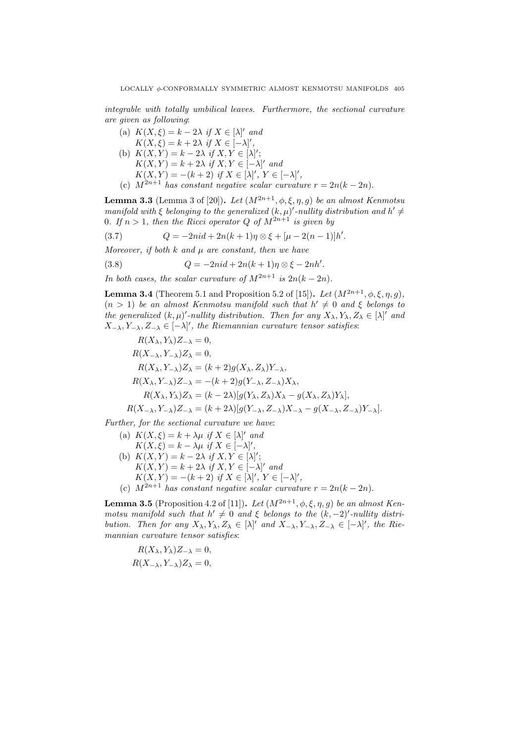*integrable with totally umbilical leaves. Furthermore, the sectional curvature are given as following*:

(a) $K(X,\xi) = k - 2\lambda$ *if* $X \in [\lambda]'$ *and*
$K(X,\xi) = k + 2\lambda$ *if* $X \in [-\lambda]'$,

(b) $K(X,Y) = k - 2\lambda$ *if* $X, Y \in [\lambda]'$;
$K(X,Y) = k + 2\lambda$ *if* $X, Y \in [-\lambda]'$ *and*
$K(X,Y) = -(k+2)$ *if* $X \in [\lambda]'$, $Y \in [-\lambda]'$,

(c) $M^{2n+1}$ *has constant negative scalar curvature* $r = 2n(k - 2n)$.

**Lemma 3.3** (Lemma 3 of [20]). *Let* $(M^{2n+1}, \phi, \xi, \eta, g)$ *be an almost Kenmotsu manifold with* $\xi$ *belonging to the generalized* $(k,\mu)'$*-nullity distribution and* $h' \neq 0$. *If* $n > 1$, *then the Ricci operator* $Q$ *of* $M^{2n+1}$ *is given by*

$$Q = -2nid + 2n(k+1)\eta \otimes \xi + [\mu - 2(n-1)]h'. \tag{3.7}$$

*Moreover, if both* $k$ *and* $\mu$ *are constant, then we have*

$$Q = -2nid + 2n(k+1)\eta \otimes \xi - 2nh'. \tag{3.8}$$

*In both cases, the scalar curvature of* $M^{2n+1}$ *is* $2n(k - 2n)$.

**Lemma 3.4** (Theorem 5.1 and Proposition 5.2 of [15]). *Let* $(M^{2n+1}, \phi, \xi, \eta, g)$, $(n > 1)$ *be an almost Kenmotsu manifold such that* $h' \neq 0$ *and* $\xi$ *belongs to the generalized* $(k,\mu)'$*-nullity distribution. Then for any* $X_\lambda, Y_\lambda, Z_\lambda \in [\lambda]'$ *and* $X_{-\lambda}, Y_{-\lambda}, Z_{-\lambda} \in [-\lambda]'$, *the Riemannian curvature tensor satisfies*:

$$\begin{aligned}
R(X_\lambda, Y_\lambda)Z_{-\lambda} &= 0,\\
R(X_{-\lambda}, Y_{-\lambda})Z_\lambda &= 0,\\
R(X_\lambda, Y_{-\lambda})Z_\lambda &= (k+2)g(X_\lambda, Z_\lambda)Y_{-\lambda},\\
R(X_\lambda, Y_{-\lambda})Z_{-\lambda} &= -(k+2)g(Y_{-\lambda}, Z_{-\lambda})X_\lambda,\\
R(X_\lambda, Y_\lambda)Z_\lambda &= (k-2\lambda)[g(Y_\lambda, Z_\lambda)X_\lambda - g(X_\lambda, Z_\lambda)Y_\lambda],\\
R(X_{-\lambda}, Y_{-\lambda})Z_{-\lambda} &= (k+2\lambda)[g(Y_{-\lambda}, Z_{-\lambda})X_{-\lambda} - g(X_{-\lambda}, Z_{-\lambda})Y_{-\lambda}].
\end{aligned}$$

*Further, for the sectional curvature we have*:

(a) $K(X,\xi) = k + \lambda\mu$ *if* $X \in [\lambda]'$ *and*
$K(X,\xi) = k - \lambda\mu$ *if* $X \in [-\lambda]'$,

(b) $K(X,Y) = k - 2\lambda$ *if* $X, Y \in [\lambda]'$;
$K(X,Y) = k + 2\lambda$ *if* $X, Y \in [-\lambda]'$ *and*
$K(X,Y) = -(k+2)$ *if* $X \in [\lambda]'$, $Y \in [-\lambda]'$,

(c) $M^{2n+1}$ *has constant negative scalar curvature* $r = 2n(k - 2n)$.

**Lemma 3.5** (Proposition 4.2 of [11]). *Let* $(M^{2n+1}, \phi, \xi, \eta, g)$ *be an almost Kenmotsu manifold such that* $h' \neq 0$ *and* $\xi$ *belongs to the* $(k,-2)'$*-nullity distribution. Then for any* $X_\lambda, Y_\lambda, Z_\lambda \in [\lambda]'$ *and* $X_{-\lambda}, Y_{-\lambda}, Z_{-\lambda} \in [-\lambda]'$, *the Riemannian curvature tensor satisfies*:

$$\begin{aligned}
R(X_\lambda, Y_\lambda)Z_{-\lambda} &= 0,\\
R(X_{-\lambda}, Y_{-\lambda})Z_\lambda &= 0,
\end{aligned}$$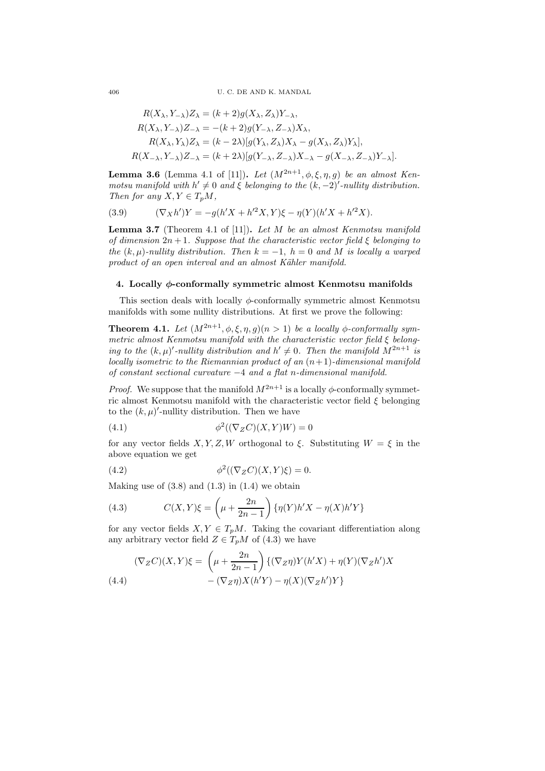$$R(X_\lambda, Y_{-\lambda})Z_\lambda = (k+2)g(X_\lambda, Z_\lambda)Y_{-\lambda},$$
$$R(X_\lambda, Y_{-\lambda})Z_{-\lambda} = -(k+2)g(Y_{-\lambda}, Z_{-\lambda})X_\lambda,$$
$$R(X_\lambda, Y_\lambda)Z_\lambda = (k-2\lambda)[g(Y_\lambda, Z_\lambda)X_\lambda - g(X_\lambda, Z_\lambda)Y_\lambda],$$
$$R(X_{-\lambda}, Y_{-\lambda})Z_{-\lambda} = (k+2\lambda)[g(Y_{-\lambda}, Z_{-\lambda})X_{-\lambda} - g(X_{-\lambda}, Z_{-\lambda})Y_{-\lambda}].$$

**Lemma 3.6** (Lemma 4.1 of [11])**.** *Let $(M^{2n+1}, \phi, \xi, \eta, g)$ be an almost Kenmotsu manifold with $h' \neq 0$ and $\xi$ belonging to the $(k, -2)'$-nullity distribution. Then for any $X, Y \in T_pM$,*

$$(\nabla_X h')Y = -g(h'X + h'^2 X, Y)\xi - \eta(Y)(h'X + h'^2 X). \tag{3.9}$$

**Lemma 3.7** (Theorem 4.1 of [11])**.** *Let $M$ be an almost Kenmotsu manifold of dimension $2n+1$. Suppose that the characteristic vector field $\xi$ belonging to the $(k, \mu)$-nullity distribution. Then $k = -1$, $h = 0$ and $M$ is locally a warped product of an open interval and an almost Kähler manifold.*

## 4. Locally $\phi$-conformally symmetric almost Kenmotsu manifolds

This section deals with locally $\phi$-conformally symmetric almost Kenmotsu manifolds with some nullity distributions. At first we prove the following:

**Theorem 4.1.** *Let $(M^{2n+1}, \phi, \xi, \eta, g)(n > 1)$ be a locally $\phi$-conformally symmetric almost Kenmotsu manifold with the characteristic vector field $\xi$ belonging to the $(k, \mu)'$-nullity distribution and $h' \neq 0$. Then the manifold $M^{2n+1}$ is locally isometric to the Riemannian product of an $(n+1)$-dimensional manifold of constant sectional curvature $-4$ and a flat $n$-dimensional manifold.*

*Proof.* We suppose that the manifold $M^{2n+1}$ is a locally $\phi$-conformally symmetric almost Kenmotsu manifold with the characteristic vector field $\xi$ belonging to the $(k, \mu)'$-nullity distribution. Then we have

$$\phi^2((\nabla_Z C)(X, Y)W) = 0 \tag{4.1}$$

for any vector fields $X, Y, Z, W$ orthogonal to $\xi$. Substituting $W = \xi$ in the above equation we get

$$\phi^2((\nabla_Z C)(X, Y)\xi) = 0. \tag{4.2}$$

Making use of (3.8) and (1.3) in (1.4) we obtain

$$C(X, Y)\xi = \left(\mu + \frac{2n}{2n-1}\right)\{\eta(Y)h'X - \eta(X)h'Y\} \tag{4.3}$$

for any vector fields $X, Y \in T_pM$. Taking the covariant differentiation along any arbitrary vector field $Z \in T_pM$ of (4.3) we have

$$\begin{aligned}(\nabla_Z C)(X, Y)\xi = &\left(\mu + \frac{2n}{2n-1}\right)\{(\nabla_Z \eta)Y(h'X) + \eta(Y)(\nabla_Z h')X \\ &- (\nabla_Z \eta)X(h'Y) - \eta(X)(\nabla_Z h')Y\}\end{aligned} \tag{4.4}$$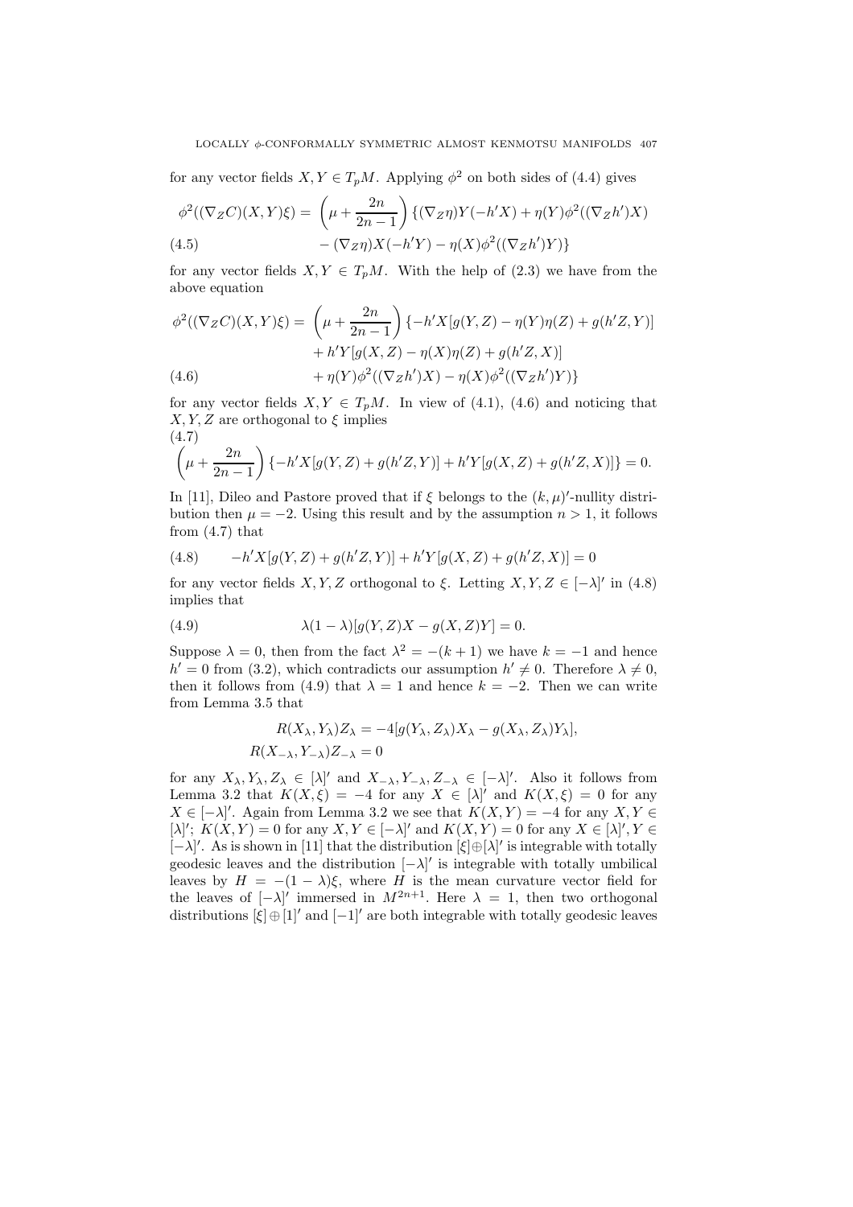for any vector fields $X, Y \in T_pM$. Applying $\phi^2$ on both sides of (4.4) gives

$$\phi^2((\nabla_Z C)(X,Y)\xi) = \left(\mu + \frac{2n}{2n-1}\right)\{(\nabla_Z \eta)Y(-h'X) + \eta(Y)\phi^2((\nabla_Z h')X) - (\nabla_Z \eta)X(-h'Y) - \eta(X)\phi^2((\nabla_Z h')Y)\} \tag{4.5}$$

for any vector fields $X, Y \in T_pM$. With the help of (2.3) we have from the above equation

$$\begin{aligned}\phi^2((\nabla_Z C)(X,Y)\xi) = &\left(\mu + \frac{2n}{2n-1}\right)\{-h'X[g(Y,Z) - \eta(Y)\eta(Z) + g(h'Z,Y)] \\ &+ h'Y[g(X,Z) - \eta(X)\eta(Z) + g(h'Z,X)] \\ &+ \eta(Y)\phi^2((\nabla_Z h')X) - \eta(X)\phi^2((\nabla_Z h')Y)\}\end{aligned} \tag{4.6}$$

for any vector fields $X, Y \in T_pM$. In view of (4.1), (4.6) and noticing that $X, Y, Z$ are orthogonal to $\xi$ implies

$$\left(\mu + \frac{2n}{2n-1}\right)\{-h'X[g(Y,Z) + g(h'Z,Y)] + h'Y[g(X,Z) + g(h'Z,X)]\} = 0. \tag{4.7}$$

In [11], Dileo and Pastore proved that if $\xi$ belongs to the $(k,\mu)'$-nullity distribution then $\mu = -2$. Using this result and by the assumption $n > 1$, it follows from (4.7) that

$$-h'X[g(Y,Z) + g(h'Z,Y)] + h'Y[g(X,Z) + g(h'Z,X)] = 0 \tag{4.8}$$

for any vector fields $X, Y, Z$ orthogonal to $\xi$. Letting $X, Y, Z \in [-\lambda]'$ in (4.8) implies that

$$\lambda(1-\lambda)[g(Y,Z)X - g(X,Z)Y] = 0. \tag{4.9}$$

Suppose $\lambda = 0$, then from the fact $\lambda^2 = -(k+1)$ we have $k = -1$ and hence $h' = 0$ from (3.2), which contradicts our assumption $h' \neq 0$. Therefore $\lambda \neq 0$, then it follows from (4.9) that $\lambda = 1$ and hence $k = -2$. Then we can write from Lemma 3.5 that

$$R(X_\lambda, Y_\lambda)Z_\lambda = -4[g(Y_\lambda, Z_\lambda)X_\lambda - g(X_\lambda, Z_\lambda)Y_\lambda],$$
$$R(X_{-\lambda}, Y_{-\lambda})Z_{-\lambda} = 0$$

for any $X_\lambda, Y_\lambda, Z_\lambda \in [\lambda]'$ and $X_{-\lambda}, Y_{-\lambda}, Z_{-\lambda} \in [-\lambda]'$. Also it follows from Lemma 3.2 that $K(X,\xi) = -4$ for any $X \in [\lambda]'$ and $K(X,\xi) = 0$ for any $X \in [-\lambda]'$. Again from Lemma 3.2 we see that $K(X,Y) = -4$ for any $X, Y \in [\lambda]'$; $K(X,Y) = 0$ for any $X, Y \in [-\lambda]'$ and $K(X,Y) = 0$ for any $X \in [\lambda]', Y \in [-\lambda]'$. As is shown in [11] that the distribution $[\xi] \oplus [\lambda]'$ is integrable with totally geodesic leaves and the distribution $[-\lambda]'$ is integrable with totally umbilical leaves by $H = -(1-\lambda)\xi$, where $H$ is the mean curvature vector field for the leaves of $[-\lambda]'$ immersed in $M^{2n+1}$. Here $\lambda = 1$, then two orthogonal distributions $[\xi] \oplus [1]'$ and $[-1]'$ are both integrable with totally geodesic leaves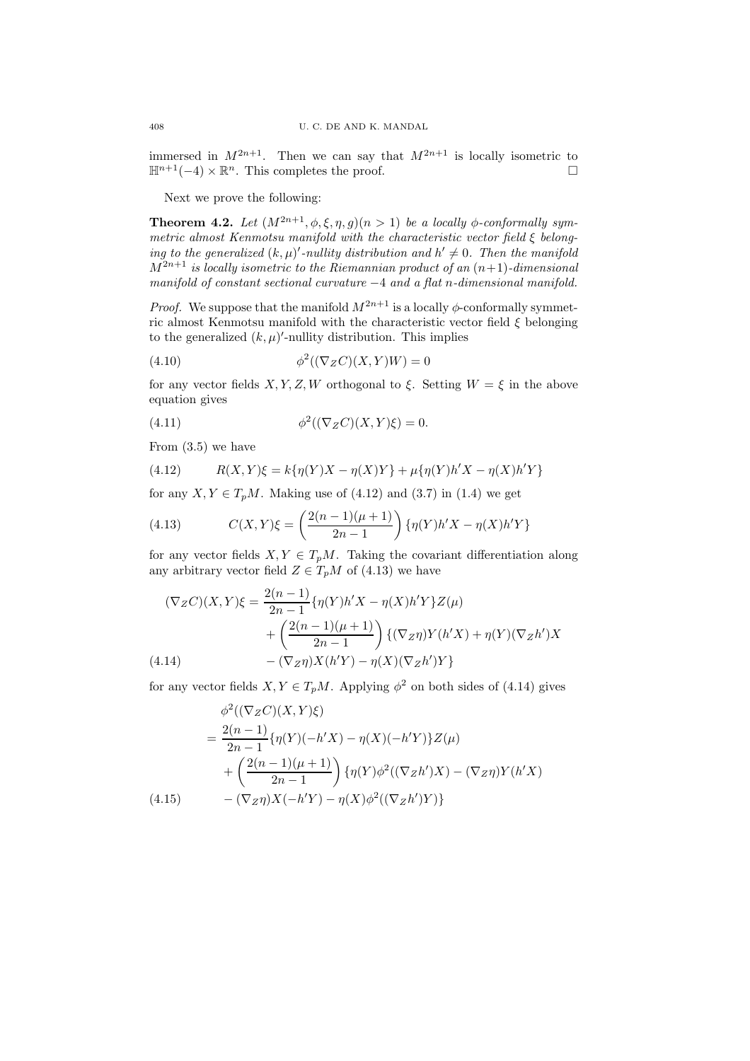immersed in $M^{2n+1}$. Then we can say that $M^{2n+1}$ is locally isometric to $\mathbb{H}^{n+1}(-4) \times \mathbb{R}^n$. This completes the proof. □

Next we prove the following:

**Theorem 4.2.** *Let $(M^{2n+1}, \phi, \xi, \eta, g)(n > 1)$ be a locally $\phi$-conformally symmetric almost Kenmotsu manifold with the characteristic vector field $\xi$ belonging to the generalized $(k, \mu)'$-nullity distribution and $h' \neq 0$. Then the manifold $M^{2n+1}$ is locally isometric to the Riemannian product of an $(n+1)$-dimensional manifold of constant sectional curvature $-4$ and a flat $n$-dimensional manifold.*

*Proof.* We suppose that the manifold $M^{2n+1}$ is a locally $\phi$-conformally symmetric almost Kenmotsu manifold with the characteristic vector field $\xi$ belonging to the generalized $(k, \mu)'$-nullity distribution. This implies

$$\phi^2((\nabla_Z C)(X, Y)W) = 0 \tag{4.10}$$

for any vector fields $X, Y, Z, W$ orthogonal to $\xi$. Setting $W = \xi$ in the above equation gives

$$\phi^2((\nabla_Z C)(X, Y)\xi) = 0. \tag{4.11}$$

From (3.5) we have

$$R(X, Y)\xi = k\{\eta(Y)X - \eta(X)Y\} + \mu\{\eta(Y)h'X - \eta(X)h'Y\} \tag{4.12}$$

for any $X, Y \in T_pM$. Making use of (4.12) and (3.7) in (1.4) we get

$$C(X, Y)\xi = \left(\frac{2(n-1)(\mu+1)}{2n-1}\right)\{\eta(Y)h'X - \eta(X)h'Y\} \tag{4.13}$$

for any vector fields $X, Y \in T_pM$. Taking the covariant differentiation along any arbitrary vector field $Z \in T_pM$ of (4.13) we have

$$\begin{aligned}
(\nabla_Z C)(X, Y)\xi = & \frac{2(n-1)}{2n-1}\{\eta(Y)h'X - \eta(X)h'Y\}Z(\mu) \\
& + \left(\frac{2(n-1)(\mu+1)}{2n-1}\right)\{(\nabla_Z\eta)Y(h'X) + \eta(Y)(\nabla_Z h')X \\
& - (\nabla_Z\eta)X(h'Y) - \eta(X)(\nabla_Z h')Y\}
\end{aligned} \tag{4.14}$$

for any vector fields $X, Y \in T_pM$. Applying $\phi^2$ on both sides of (4.14) gives

$$\begin{aligned}
& \phi^2((\nabla_Z C)(X, Y)\xi) \\
& = \frac{2(n-1)}{2n-1}\{\eta(Y)(-h'X) - \eta(X)(-h'Y)\}Z(\mu) \\
& \quad + \left(\frac{2(n-1)(\mu+1)}{2n-1}\right)\{\eta(Y)\phi^2((\nabla_Z h')X) - (\nabla_Z\eta)Y(h'X) \\
& \quad - (\nabla_Z\eta)X(-h'Y) - \eta(X)\phi^2((\nabla_Z h')Y)\}
\end{aligned} \tag{4.15}$$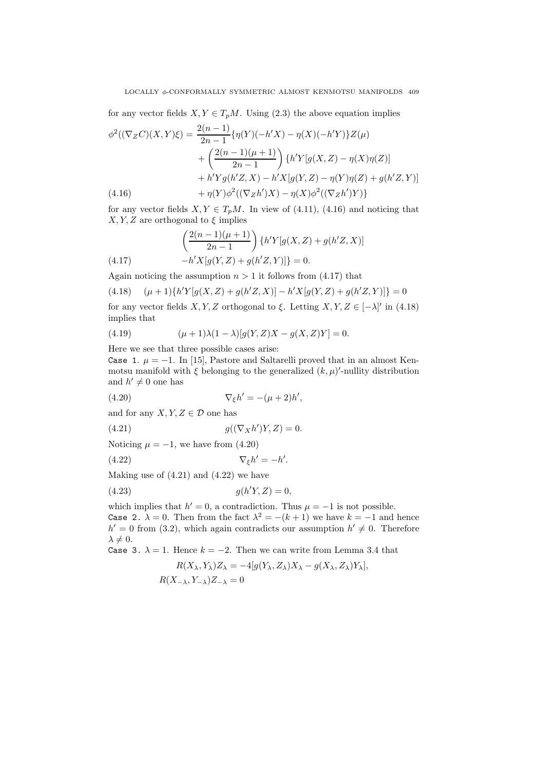for any vector fields $X, Y \in T_pM$. Using (2.3) the above equation implies

$$
\begin{aligned}
\phi^2((\nabla_Z C)(X,Y)\xi) = {} & \frac{2(n-1)}{2n-1}\{\eta(Y)(-h'X) - \eta(X)(-h'Y)\}Z(\mu) \\
& + \left(\frac{2(n-1)(\mu+1)}{2n-1}\right)\{h'Y[g(X,Z) - \eta(X)\eta(Z)] \\
& + h'Y g(h'Z, X) - h'X[g(Y,Z) - \eta(Y)\eta(Z) + g(h'Z,Y)] \\
& + \eta(Y)\phi^2((\nabla_Z h')X) - \eta(X)\phi^2((\nabla_Z h')Y)\}
\end{aligned} \tag{4.16}
$$

for any vector fields $X, Y \in T_pM$. In view of (4.11), (4.16) and noticing that $X, Y, Z$ are orthogonal to $\xi$ implies

$$
\begin{aligned}
& \left(\frac{2(n-1)(\mu+1)}{2n-1}\right)\{h'Y[g(X,Z) + g(h'Z,X)] \\
& -h'X[g(Y,Z) + g(h'Z,Y)]\} = 0.
\end{aligned} \tag{4.17}
$$

Again noticing the assumption $n > 1$ it follows from (4.17) that

$$
(\mu+1)\{h'Y[g(X,Z) + g(h'Z,X)] - h'X[g(Y,Z) + g(h'Z,Y)]\} = 0 \tag{4.18}
$$

for any vector fields $X, Y, Z$ orthogonal to $\xi$. Letting $X, Y, Z \in [-\lambda]'$ in (4.18) implies that

$$
(\mu+1)\lambda(1-\lambda)[g(Y,Z)X - g(X,Z)Y] = 0. \tag{4.19}
$$

Here we see that three possible cases arise:

Case 1. $\mu = -1$. In [15], Pastore and Saltarelli proved that in an almost Kenmotsu manifold with $\xi$ belonging to the generalized $(k,\mu)'$-nullity distribution and $h' \neq 0$ one has

$$
\nabla_\xi h' = -(\mu+2)h', \tag{4.20}
$$

and for any $X, Y, Z \in \mathcal{D}$ one has

$$
g((\nabla_X h')Y, Z) = 0. \tag{4.21}
$$

Noticing $\mu = -1$, we have from (4.20)

$$
\nabla_\xi h' = -h'. \tag{4.22}
$$

Making use of (4.21) and (4.22) we have

$$
g(h'Y, Z) = 0, \tag{4.23}
$$

which implies that $h' = 0$, a contradiction. Thus $\mu = -1$ is not possible.

Case 2. $\lambda = 0$. Then from the fact $\lambda^2 = -(k+1)$ we have $k = -1$ and hence $h' = 0$ from (3.2), which again contradicts our assumption $h' \neq 0$. Therefore $\lambda \neq 0$.

Case 3. $\lambda = 1$. Hence $k = -2$. Then we can write from Lemma 3.4 that

$$
\begin{aligned}
R(X_\lambda, Y_\lambda)Z_\lambda &= -4[g(Y_\lambda, Z_\lambda)X_\lambda - g(X_\lambda, Z_\lambda)Y_\lambda], \\
R(X_{-\lambda}, Y_{-\lambda})Z_{-\lambda} &= 0
\end{aligned}
$$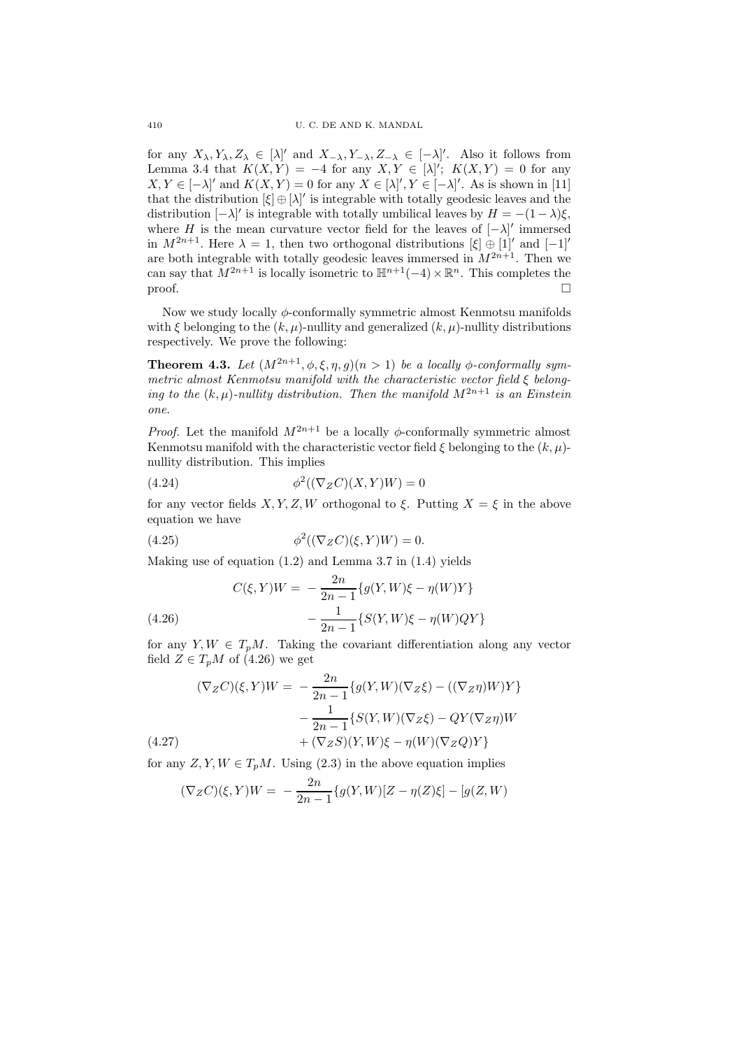for any $X_\lambda, Y_\lambda, Z_\lambda \in [\lambda]'$ and $X_{-\lambda}, Y_{-\lambda}, Z_{-\lambda} \in [-\lambda]'$. Also it follows from Lemma 3.4 that $K(X,Y) = -4$ for any $X, Y \in [\lambda]'$; $K(X,Y) = 0$ for any $X, Y \in [-\lambda]'$ and $K(X,Y) = 0$ for any $X \in [\lambda]', Y \in [-\lambda]'$. As is shown in [11] that the distribution $[\xi] \oplus [\lambda]'$ is integrable with totally geodesic leaves and the distribution $[-\lambda]'$ is integrable with totally umbilical leaves by $H = -(1-\lambda)\xi$, where $H$ is the mean curvature vector field for the leaves of $[-\lambda]'$ immersed in $M^{2n+1}$. Here $\lambda = 1$, then two orthogonal distributions $[\xi] \oplus [1]'$ and $[-1]'$ are both integrable with totally geodesic leaves immersed in $M^{2n+1}$. Then we can say that $M^{2n+1}$ is locally isometric to $\mathbb{H}^{n+1}(-4) \times \mathbb{R}^n$. This completes the proof. $\square$

Now we study locally $\phi$-conformally symmetric almost Kenmotsu manifolds with $\xi$ belonging to the $(k,\mu)$-nullity and generalized $(k,\mu)$-nullity distributions respectively. We prove the following:

**Theorem 4.3.** *Let $(M^{2n+1}, \phi, \xi, \eta, g)(n > 1)$ be a locally $\phi$-conformally symmetric almost Kenmotsu manifold with the characteristic vector field $\xi$ belonging to the $(k,\mu)$-nullity distribution. Then the manifold $M^{2n+1}$ is an Einstein one.*

*Proof.* Let the manifold $M^{2n+1}$ be a locally $\phi$-conformally symmetric almost Kenmotsu manifold with the characteristic vector field $\xi$ belonging to the $(k,\mu)$-nullity distribution. This implies

$$\phi^2((\nabla_Z C)(X,Y)W) = 0 \tag{4.24}$$

for any vector fields $X, Y, Z, W$ orthogonal to $\xi$. Putting $X = \xi$ in the above equation we have

$$\phi^2((\nabla_Z C)(\xi,Y)W) = 0. \tag{4.25}$$

Making use of equation (1.2) and Lemma 3.7 in (1.4) yields

$$\begin{aligned} C(\xi,Y)W = & -\frac{2n}{2n-1}\{g(Y,W)\xi - \eta(W)Y\} \\ & -\frac{1}{2n-1}\{S(Y,W)\xi - \eta(W)QY\} \end{aligned} \tag{4.26}$$

for any $Y, W \in T_pM$. Taking the covariant differentiation along any vector field $Z \in T_pM$ of (4.26) we get

$$\begin{aligned} (\nabla_Z C)(\xi,Y)W = & -\frac{2n}{2n-1}\{g(Y,W)(\nabla_Z\xi) - ((\nabla_Z\eta)W)Y\} \\ & -\frac{1}{2n-1}\{S(Y,W)(\nabla_Z\xi) - QY(\nabla_Z\eta)W \\ & + (\nabla_Z S)(Y,W)\xi - \eta(W)(\nabla_Z Q)Y\} \end{aligned} \tag{4.27}$$

for any $Z, Y, W \in T_pM$. Using (2.3) in the above equation implies

$$(\nabla_Z C)(\xi,Y)W = -\frac{2n}{2n-1}\{g(Y,W)[Z - \eta(Z)\xi] - [g(Z,W)$$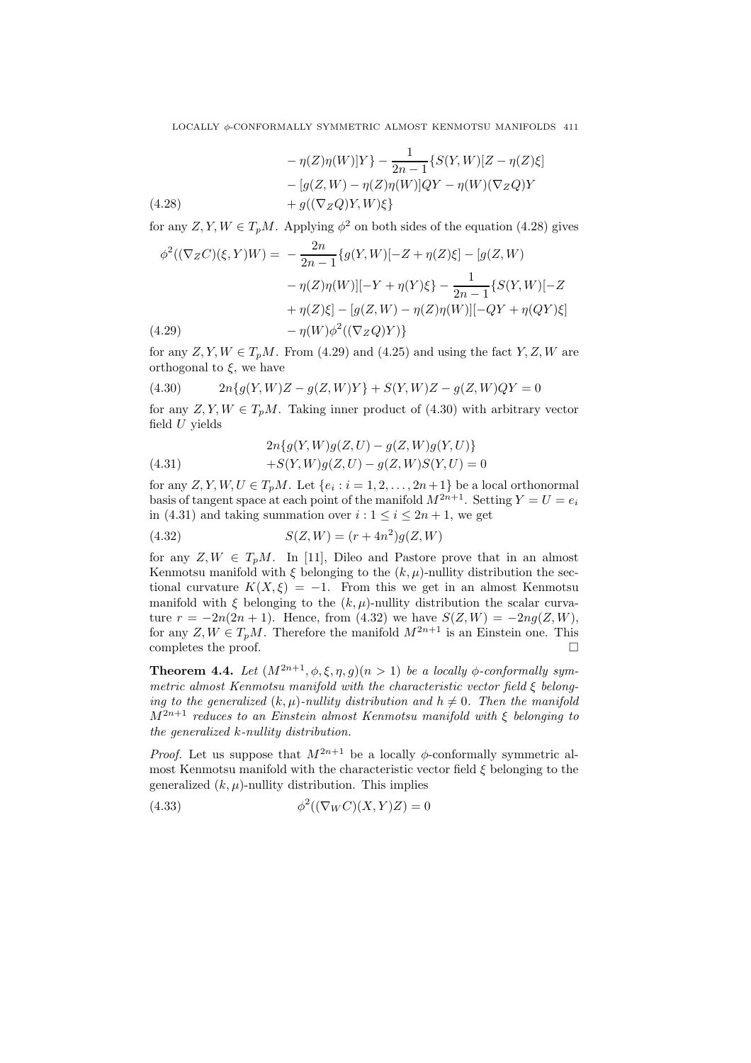$$
\begin{aligned}
&- \eta(Z)\eta(W)]Y\} - \frac{1}{2n-1}\{S(Y,W)[Z - \eta(Z)\xi] \\
&- [g(Z,W) - \eta(Z)\eta(W)]QY - \eta(W)(\nabla_Z Q)Y \\
&+ g((\nabla_Z Q)Y, W)\xi\} \qquad (4.28)
\end{aligned}
$$

for any $Z, Y, W \in T_pM$. Applying $\phi^2$ on both sides of the equation (4.28) gives

$$
\begin{aligned}
\phi^2((\nabla_Z C)(\xi, Y)W) = &-\frac{2n}{2n-1}\{g(Y,W)[-Z + \eta(Z)\xi] - [g(Z,W) \\
&- \eta(Z)\eta(W)][-Y + \eta(Y)\xi\} - \frac{1}{2n-1}\{S(Y,W)[-Z \\
&+ \eta(Z)\xi] - [g(Z,W) - \eta(Z)\eta(W)][-QY + \eta(QY)\xi] \\
&- \eta(W)\phi^2((\nabla_Z Q)Y)\} \qquad (4.29)
\end{aligned}
$$

for any $Z, Y, W \in T_pM$. From (4.29) and (4.25) and using the fact $Y, Z, W$ are orthogonal to $\xi$, we have

$$
2n\{g(Y,W)Z - g(Z,W)Y\} + S(Y,W)Z - g(Z,W)QY = 0 \qquad (4.30)
$$

for any $Z, Y, W \in T_pM$. Taking inner product of (4.30) with arbitrary vector field $U$ yields

$$
\begin{aligned}
&2n\{g(Y,W)g(Z,U) - g(Z,W)g(Y,U)\} \\
&+ S(Y,W)g(Z,U) - g(Z,W)S(Y,U) = 0 \qquad (4.31)
\end{aligned}
$$

for any $Z, Y, W, U \in T_pM$. Let $\{e_i : i = 1, 2, \ldots, 2n+1\}$ be a local orthonormal basis of tangent space at each point of the manifold $M^{2n+1}$. Setting $Y = U = e_i$ in (4.31) and taking summation over $i : 1 \leq i \leq 2n+1$, we get

$$
S(Z,W) = (r + 4n^2)g(Z,W) \qquad (4.32)
$$

for any $Z, W \in T_pM$. In [11], Dileo and Pastore prove that in an almost Kenmotsu manifold with $\xi$ belonging to the $(k,\mu)$-nullity distribution the sectional curvature $K(X,\xi) = -1$. From this we get in an almost Kenmotsu manifold with $\xi$ belonging to the $(k,\mu)$-nullity distribution the scalar curvature $r = -2n(2n+1)$. Hence, from (4.32) we have $S(Z,W) = -2ng(Z,W)$, for any $Z, W \in T_pM$. Therefore the manifold $M^{2n+1}$ is an Einstein one. This completes the proof. □

**Theorem 4.4.** *Let $(M^{2n+1}, \phi, \xi, \eta, g)(n > 1)$ be a locally $\phi$-conformally symmetric almost Kenmotsu manifold with the characteristic vector field $\xi$ belonging to the generalized $(k,\mu)$-nullity distribution and $h \neq 0$. Then the manifold $M^{2n+1}$ reduces to an Einstein almost Kenmotsu manifold with $\xi$ belonging to the generalized $k$-nullity distribution.*

*Proof.* Let us suppose that $M^{2n+1}$ be a locally $\phi$-conformally symmetric almost Kenmotsu manifold with the characteristic vector field $\xi$ belonging to the generalized $(k,\mu)$-nullity distribution. This implies

$$
\phi^2((\nabla_W C)(X,Y)Z) = 0 \qquad (4.33)
$$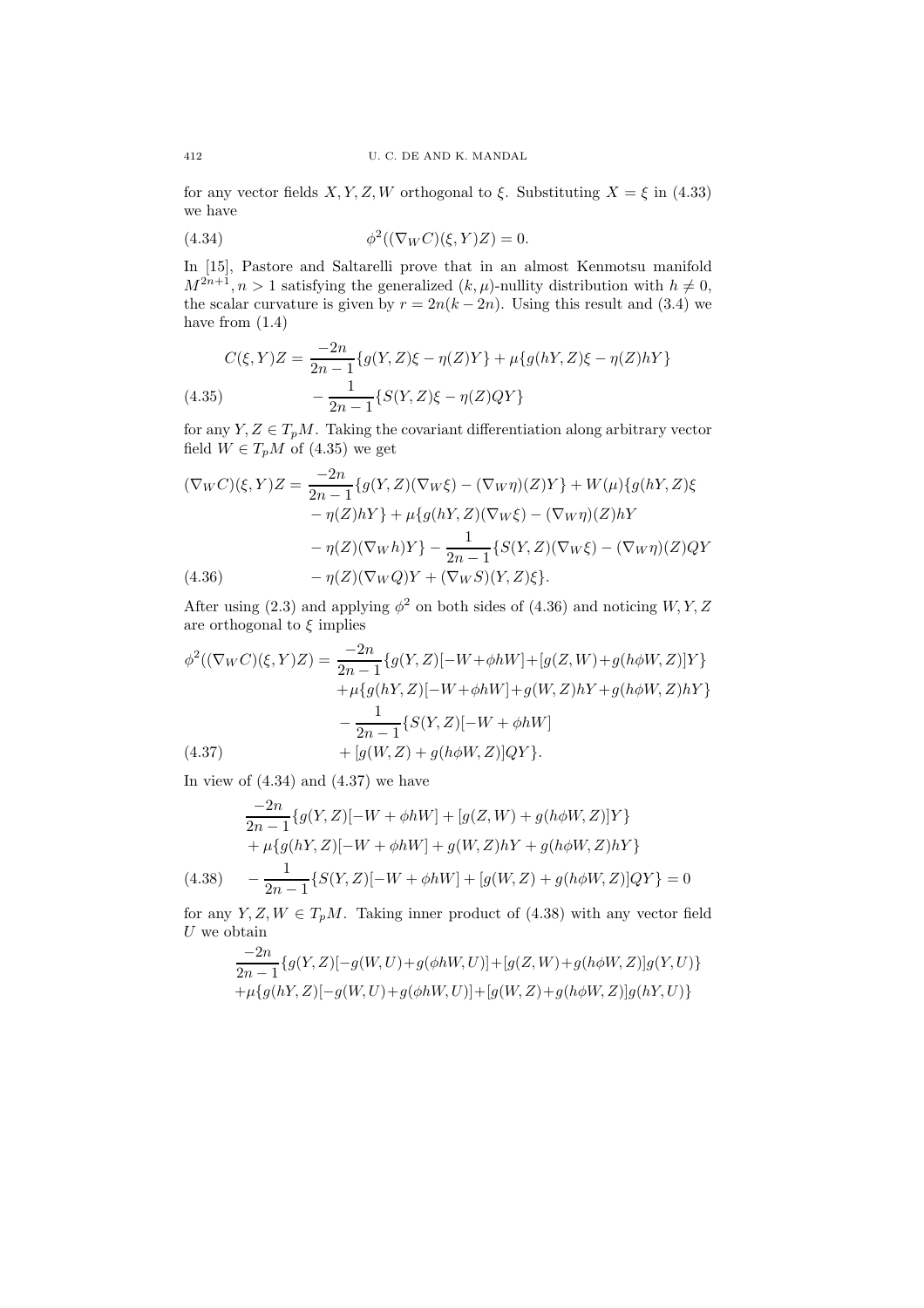for any vector fields $X, Y, Z, W$ orthogonal to $\xi$. Substituting $X = \xi$ in (4.33) we have

$$\phi^2((\nabla_W C)(\xi, Y)Z) = 0. \tag{4.34}$$

In [15], Pastore and Saltarelli prove that in an almost Kenmotsu manifold $M^{2n+1}, n > 1$ satisfying the generalized $(k, \mu)$-nullity distribution with $h \neq 0$, the scalar curvature is given by $r = 2n(k - 2n)$. Using this result and (3.4) we have from (1.4)

$$\begin{aligned} C(\xi, Y)Z = & \frac{-2n}{2n-1}\{g(Y, Z)\xi - \eta(Z)Y\} + \mu\{g(hY, Z)\xi - \eta(Z)hY\} \\ & - \frac{1}{2n-1}\{S(Y, Z)\xi - \eta(Z)QY\} \end{aligned} \tag{4.35}$$

for any $Y, Z \in T_pM$. Taking the covariant differentiation along arbitrary vector field $W \in T_pM$ of (4.35) we get

$$\begin{aligned} (\nabla_W C)(\xi, Y)Z = & \frac{-2n}{2n-1}\{g(Y, Z)(\nabla_W \xi) - (\nabla_W \eta)(Z)Y\} + W(\mu)\{g(hY, Z)\xi \\ & - \eta(Z)hY\} + \mu\{g(hY, Z)(\nabla_W \xi) - (\nabla_W \eta)(Z)hY \\ & - \eta(Z)(\nabla_W h)Y\} - \frac{1}{2n-1}\{S(Y, Z)(\nabla_W \xi) - (\nabla_W \eta)(Z)QY \\ & - \eta(Z)(\nabla_W Q)Y + (\nabla_W S)(Y, Z)\xi\}. \end{aligned} \tag{4.36}$$

After using (2.3) and applying $\phi^2$ on both sides of (4.36) and noticing $W, Y, Z$ are orthogonal to $\xi$ implies

$$\begin{aligned} \phi^2((\nabla_W C)(\xi, Y)Z) = & \frac{-2n}{2n-1}\{g(Y, Z)[-W + \phi hW] + [g(Z, W) + g(h\phi W, Z)]Y\} \\ & + \mu\{g(hY, Z)[-W + \phi hW] + g(W, Z)hY + g(h\phi W, Z)hY\} \\ & - \frac{1}{2n-1}\{S(Y, Z)[-W + \phi hW] \\ & + [g(W, Z) + g(h\phi W, Z)]QY\}. \end{aligned} \tag{4.37}$$

In view of (4.34) and (4.37) we have

$$\begin{aligned} & \frac{-2n}{2n-1}\{g(Y, Z)[-W + \phi hW] + [g(Z, W) + g(h\phi W, Z)]Y\} \\ & + \mu\{g(hY, Z)[-W + \phi hW] + g(W, Z)hY + g(h\phi W, Z)hY\} \\ & - \frac{1}{2n-1}\{S(Y, Z)[-W + \phi hW] + [g(W, Z) + g(h\phi W, Z)]QY\} = 0 \end{aligned} \tag{4.38}$$

for any $Y, Z, W \in T_pM$. Taking inner product of (4.38) with any vector field $U$ we obtain

$$\begin{aligned} & \frac{-2n}{2n-1}\{g(Y, Z)[-g(W, U) + g(\phi hW, U)] + [g(Z, W) + g(h\phi W, Z)]g(Y, U)\} \\ & + \mu\{g(hY, Z)[-g(W, U) + g(\phi hW, U)] + [g(W, Z) + g(h\phi W, Z)]g(hY, U)\} \end{aligned}$$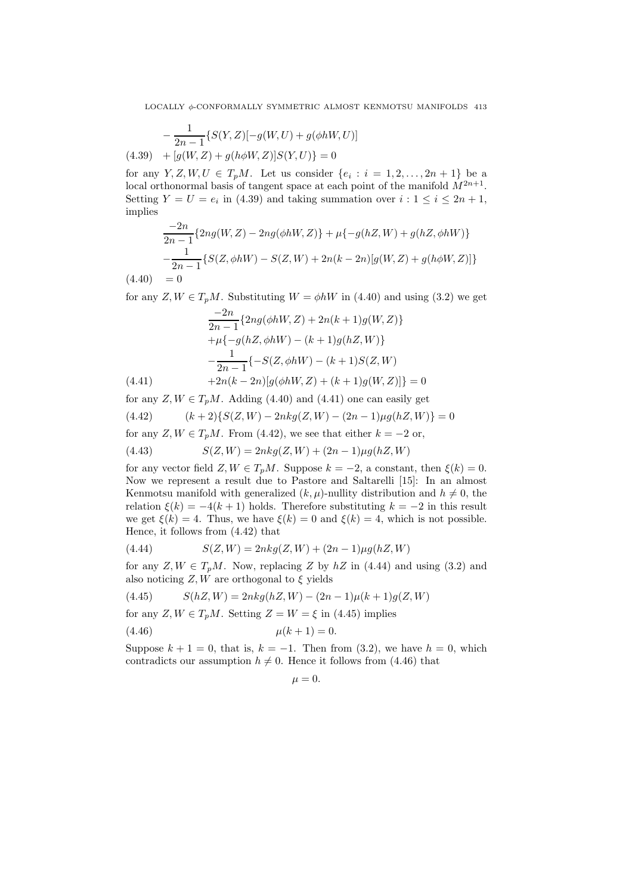$$
\begin{aligned}
&- \frac{1}{2n-1}\{S(Y,Z)[-g(W,U) + g(\phi hW, U)] \\
(4.39) \quad &+ [g(W,Z) + g(h\phi W, Z)]S(Y,U)\} = 0
\end{aligned}
$$

for any $Y, Z, W, U \in T_pM$. Let us consider $\{e_i : i = 1, 2, \ldots, 2n+1\}$ be a local orthonormal basis of tangent space at each point of the manifold $M^{2n+1}$. Setting $Y = U = e_i$ in (4.39) and taking summation over $i : 1 \leq i \leq 2n+1$, implies

$$
\begin{aligned}
&\frac{-2n}{2n-1}\{2ng(W,Z) - 2ng(\phi hW, Z)\} + \mu\{-g(hZ, W) + g(hZ, \phi hW)\} \\
&- \frac{1}{2n-1}\{S(Z, \phi hW) - S(Z, W) + 2n(k-2n)[g(W,Z) + g(h\phi W, Z)]\} \\
(4.40) \quad &= 0
\end{aligned}
$$

for any $Z, W \in T_pM$. Substituting $W = \phi hW$ in (4.40) and using (3.2) we get

$$
\begin{aligned}
&\frac{-2n}{2n-1}\{2ng(\phi hW, Z) + 2n(k+1)g(W,Z)\} \\
&+ \mu\{-g(hZ, \phi hW) - (k+1)g(hZ, W)\} \\
&- \frac{1}{2n-1}\{-S(Z, \phi hW) - (k+1)S(Z, W) \\
(4.41) \quad &+ 2n(k-2n)[g(\phi hW, Z) + (k+1)g(W,Z)]\} = 0
\end{aligned}
$$

for any $Z, W \in T_pM$. Adding (4.40) and (4.41) one can easily get

$$
(4.42) \qquad (k+2)\{S(Z,W) - 2nkg(Z,W) - (2n-1)\mu g(hZ, W)\} = 0
$$

for any $Z, W \in T_pM$. From (4.42), we see that either $k = -2$ or,

$$
(4.43) \qquad S(Z,W) = 2nkg(Z,W) + (2n-1)\mu g(hZ, W)
$$

for any vector field $Z, W \in T_pM$. Suppose $k = -2$, a constant, then $\xi(k) = 0$. Now we represent a result due to Pastore and Saltarelli [15]: In an almost Kenmotsu manifold with generalized $(k, \mu)$-nullity distribution and $h \neq 0$, the relation $\xi(k) = -4(k+1)$ holds. Therefore substituting $k = -2$ in this result we get $\xi(k) = 4$. Thus, we have $\xi(k) = 0$ and $\xi(k) = 4$, which is not possible. Hence, it follows from (4.42) that

$$
(4.44) \qquad S(Z,W) = 2nkg(Z,W) + (2n-1)\mu g(hZ, W)
$$

for any $Z, W \in T_pM$. Now, replacing $Z$ by $hZ$ in (4.44) and using (3.2) and also noticing $Z, W$ are orthogonal to $\xi$ yields

$$
(4.45) \qquad S(hZ, W) = 2nkg(hZ, W) - (2n-1)\mu(k+1)g(Z,W)
$$

for any $Z, W \in T_pM$. Setting $Z = W = \xi$ in (4.45) implies

$$
(4.46) \qquad \mu(k+1) = 0.
$$

Suppose $k + 1 = 0$, that is, $k = -1$. Then from (3.2), we have $h = 0$, which contradicts our assumption $h \neq 0$. Hence it follows from (4.46) that

$$
\mu = 0.
$$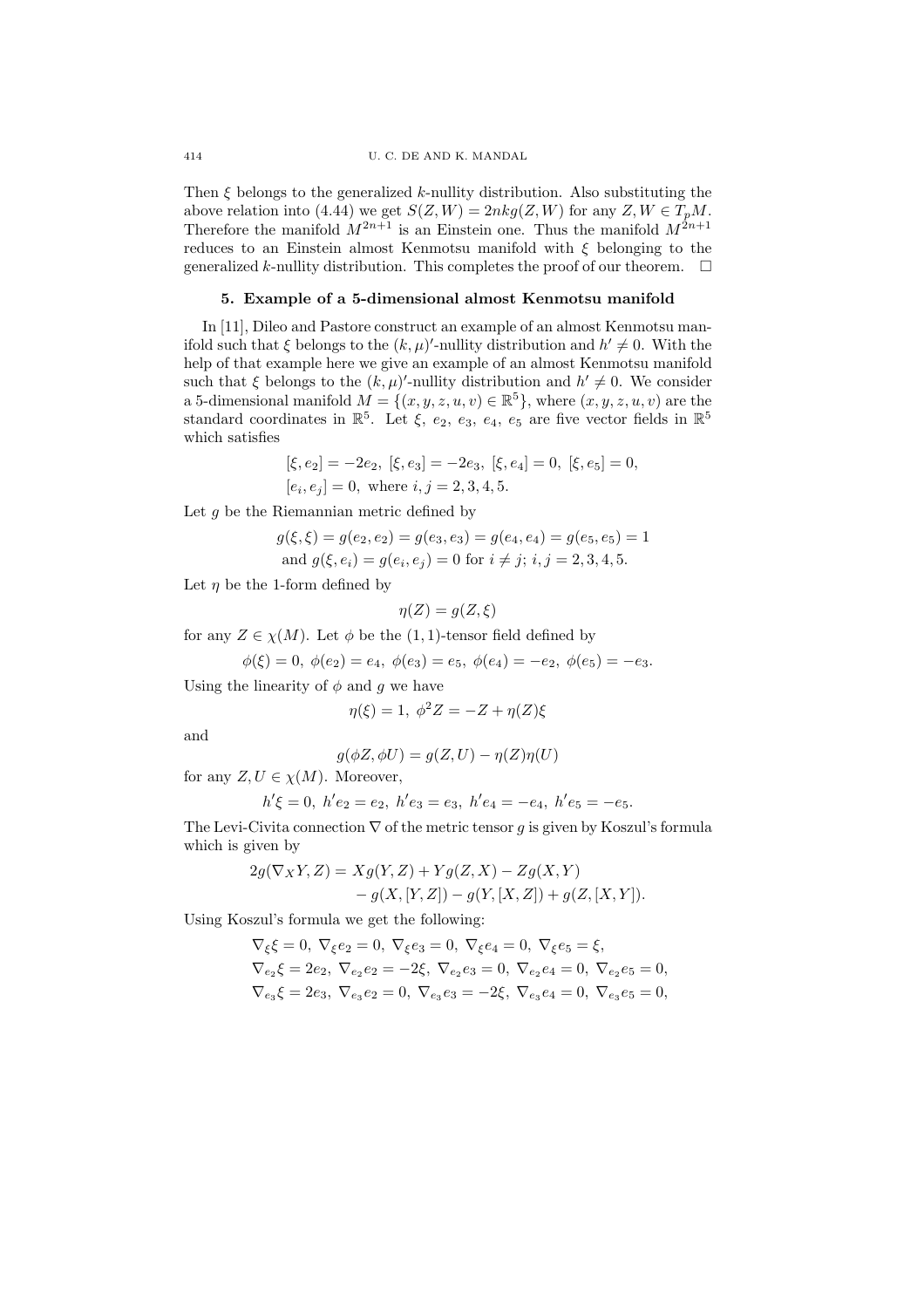Then $\xi$ belongs to the generalized $k$-nullity distribution. Also substituting the above relation into (4.44) we get $S(Z, W) = 2nkg(Z, W)$ for any $Z, W \in T_pM$. Therefore the manifold $M^{2n+1}$ is an Einstein one. Thus the manifold $M^{2n+1}$ reduces to an Einstein almost Kenmotsu manifold with $\xi$ belonging to the generalized $k$-nullity distribution. This completes the proof of our theorem. $\square$

## 5. Example of a 5-dimensional almost Kenmotsu manifold

In [11], Dileo and Pastore construct an example of an almost Kenmotsu manifold such that $\xi$ belongs to the $(k, \mu)'$-nullity distribution and $h' \neq 0$. With the help of that example here we give an example of an almost Kenmotsu manifold such that $\xi$ belongs to the $(k, \mu)'$-nullity distribution and $h' \neq 0$. We consider a 5-dimensional manifold $M = \{(x, y, z, u, v) \in \mathbb{R}^5\}$, where $(x, y, z, u, v)$ are the standard coordinates in $\mathbb{R}^5$. Let $\xi$, $e_2$, $e_3$, $e_4$, $e_5$ are five vector fields in $\mathbb{R}^5$ which satisfies

$$[\xi, e_2] = -2e_2,\ [\xi, e_3] = -2e_3,\ [\xi, e_4] = 0,\ [\xi, e_5] = 0,$$
$$[e_i, e_j] = 0, \text{ where } i, j = 2, 3, 4, 5.$$

Let $g$ be the Riemannian metric defined by

$$g(\xi, \xi) = g(e_2, e_2) = g(e_3, e_3) = g(e_4, e_4) = g(e_5, e_5) = 1$$
$$\text{and } g(\xi, e_i) = g(e_i, e_j) = 0 \text{ for } i \neq j;\ i, j = 2, 3, 4, 5.$$

Let $\eta$ be the 1-form defined by

$$\eta(Z) = g(Z, \xi)$$

for any $Z \in \chi(M)$. Let $\phi$ be the $(1,1)$-tensor field defined by

$$\phi(\xi) = 0,\ \phi(e_2) = e_4,\ \phi(e_3) = e_5,\ \phi(e_4) = -e_2,\ \phi(e_5) = -e_3.$$

Using the linearity of $\phi$ and $g$ we have

$$\eta(\xi) = 1,\ \phi^2 Z = -Z + \eta(Z)\xi$$

and

$$g(\phi Z, \phi U) = g(Z, U) - \eta(Z)\eta(U)$$

for any $Z, U \in \chi(M)$. Moreover,

$$h'\xi = 0,\ h'e_2 = e_2,\ h'e_3 = e_3,\ h'e_4 = -e_4,\ h'e_5 = -e_5.$$

The Levi-Civita connection $\nabla$ of the metric tensor $g$ is given by Koszul's formula which is given by

$$\begin{aligned} 2g(\nabla_X Y, Z) = {} & Xg(Y, Z) + Yg(Z, X) - Zg(X, Y) \\ & - g(X, [Y, Z]) - g(Y, [X, Z]) + g(Z, [X, Y]). \end{aligned}$$

Using Koszul's formula we get the following:

$$\nabla_\xi \xi = 0,\ \nabla_\xi e_2 = 0,\ \nabla_\xi e_3 = 0,\ \nabla_\xi e_4 = 0,\ \nabla_\xi e_5 = \xi,$$
$$\nabla_{e_2} \xi = 2e_2,\ \nabla_{e_2} e_2 = -2\xi,\ \nabla_{e_2} e_3 = 0,\ \nabla_{e_2} e_4 = 0,\ \nabla_{e_2} e_5 = 0,$$
$$\nabla_{e_3} \xi = 2e_3,\ \nabla_{e_3} e_2 = 0,\ \nabla_{e_3} e_3 = -2\xi,\ \nabla_{e_3} e_4 = 0,\ \nabla_{e_3} e_5 = 0,$$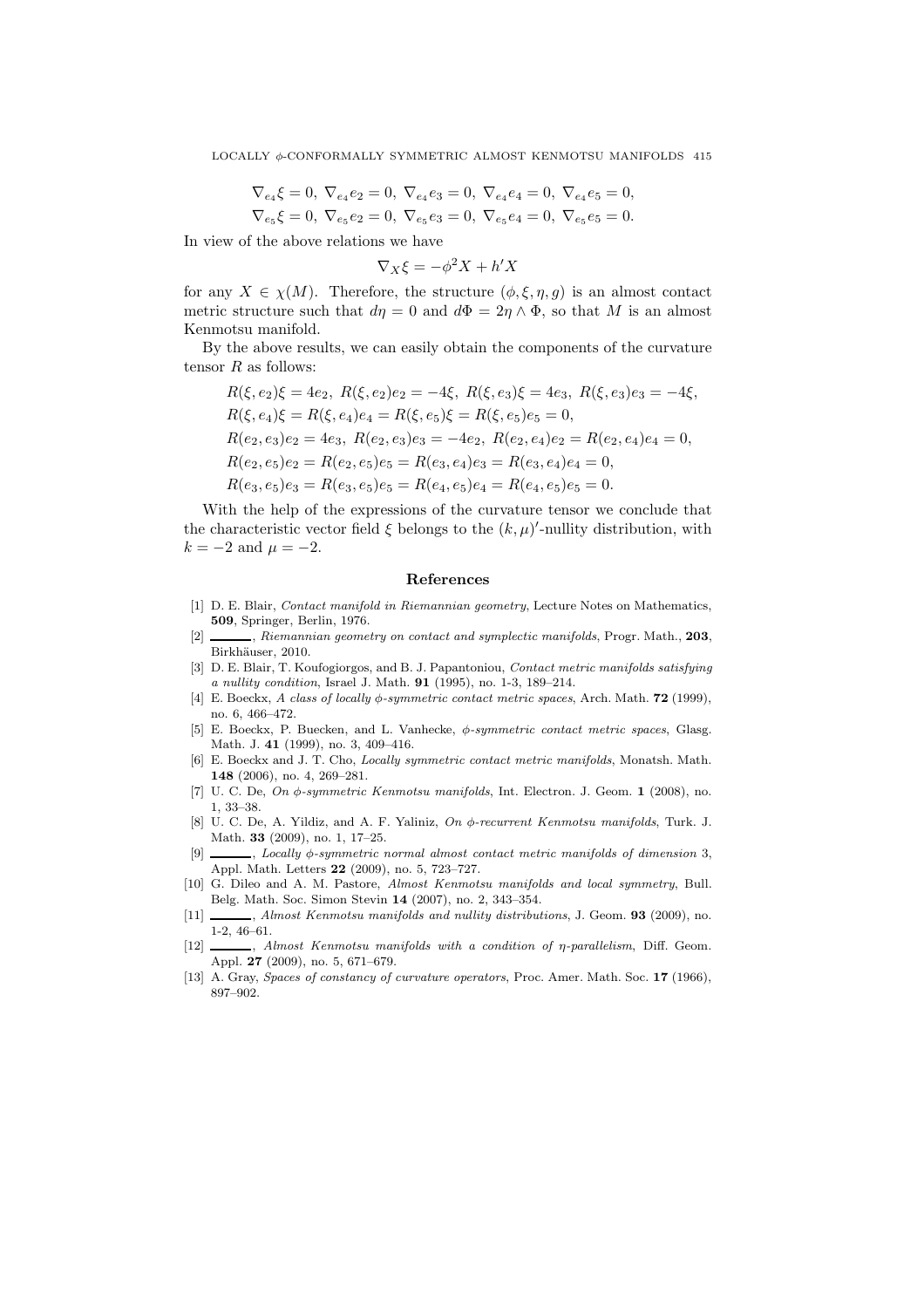$$\nabla_{e_4}\xi = 0,\ \nabla_{e_4}e_2 = 0,\ \nabla_{e_4}e_3 = 0,\ \nabla_{e_4}e_4 = 0,\ \nabla_{e_4}e_5 = 0,$$
$$\nabla_{e_5}\xi = 0,\ \nabla_{e_5}e_2 = 0,\ \nabla_{e_5}e_3 = 0,\ \nabla_{e_5}e_4 = 0,\ \nabla_{e_5}e_5 = 0.$$

In view of the above relations we have

$$\nabla_X \xi = -\phi^2 X + h'X$$

for any $X \in \chi(M)$. Therefore, the structure $(\phi, \xi, \eta, g)$ is an almost contact metric structure such that $d\eta = 0$ and $d\Phi = 2\eta \wedge \Phi$, so that $M$ is an almost Kenmotsu manifold.

By the above results, we can easily obtain the components of the curvature tensor $R$ as follows:

$$R(\xi, e_2)\xi = 4e_2,\ R(\xi, e_2)e_2 = -4\xi,\ R(\xi, e_3)\xi = 4e_3,\ R(\xi, e_3)e_3 = -4\xi,$$
$$R(\xi, e_4)\xi = R(\xi, e_4)e_4 = R(\xi, e_5)\xi = R(\xi, e_5)e_5 = 0,$$
$$R(e_2, e_3)e_2 = 4e_3,\ R(e_2, e_3)e_3 = -4e_2,\ R(e_2, e_4)e_2 = R(e_2, e_4)e_4 = 0,$$
$$R(e_2, e_5)e_2 = R(e_2, e_5)e_5 = R(e_3, e_4)e_3 = R(e_3, e_4)e_4 = 0,$$
$$R(e_3, e_5)e_3 = R(e_3, e_5)e_5 = R(e_4, e_5)e_4 = R(e_4, e_5)e_5 = 0.$$

With the help of the expressions of the curvature tensor we conclude that the characteristic vector field $\xi$ belongs to the $(k, \mu)'$-nullity distribution, with $k = -2$ and $\mu = -2$.

## References

[1] D. E. Blair, *Contact manifold in Riemannian geometry*, Lecture Notes on Mathematics, **509**, Springer, Berlin, 1976.

[2] ———, *Riemannian geometry on contact and symplectic manifolds*, Progr. Math., **203**, Birkhäuser, 2010.

[3] D. E. Blair, T. Koufogiorgos, and B. J. Papantoniou, *Contact metric manifolds satisfying a nullity condition*, Israel J. Math. **91** (1995), no. 1-3, 189–214.

[4] E. Boeckx, *A class of locally φ-symmetric contact metric spaces*, Arch. Math. **72** (1999), no. 6, 466–472.

[5] E. Boeckx, P. Buecken, and L. Vanhecke, *φ-symmetric contact metric spaces*, Glasg. Math. J. **41** (1999), no. 3, 409–416.

[6] E. Boeckx and J. T. Cho, *Locally symmetric contact metric manifolds*, Monatsh. Math. **148** (2006), no. 4, 269–281.

[7] U. C. De, *On φ-symmetric Kenmotsu manifolds*, Int. Electron. J. Geom. **1** (2008), no. 1, 33–38.

[8] U. C. De, A. Yildiz, and A. F. Yaliniz, *On φ-recurrent Kenmotsu manifolds*, Turk. J. Math. **33** (2009), no. 1, 17–25.

[9] ———, *Locally φ-symmetric normal almost contact metric manifolds of dimension* 3, Appl. Math. Letters **22** (2009), no. 5, 723–727.

[10] G. Dileo and A. M. Pastore, *Almost Kenmotsu manifolds and local symmetry*, Bull. Belg. Math. Soc. Simon Stevin **14** (2007), no. 2, 343–354.

[11] ———, *Almost Kenmotsu manifolds and nullity distributions*, J. Geom. **93** (2009), no. 1-2, 46–61.

[12] ———, *Almost Kenmotsu manifolds with a condition of η-parallelism*, Diff. Geom. Appl. **27** (2009), no. 5, 671–679.

[13] A. Gray, *Spaces of constancy of curvature operators*, Proc. Amer. Math. Soc. **17** (1966), 897–902.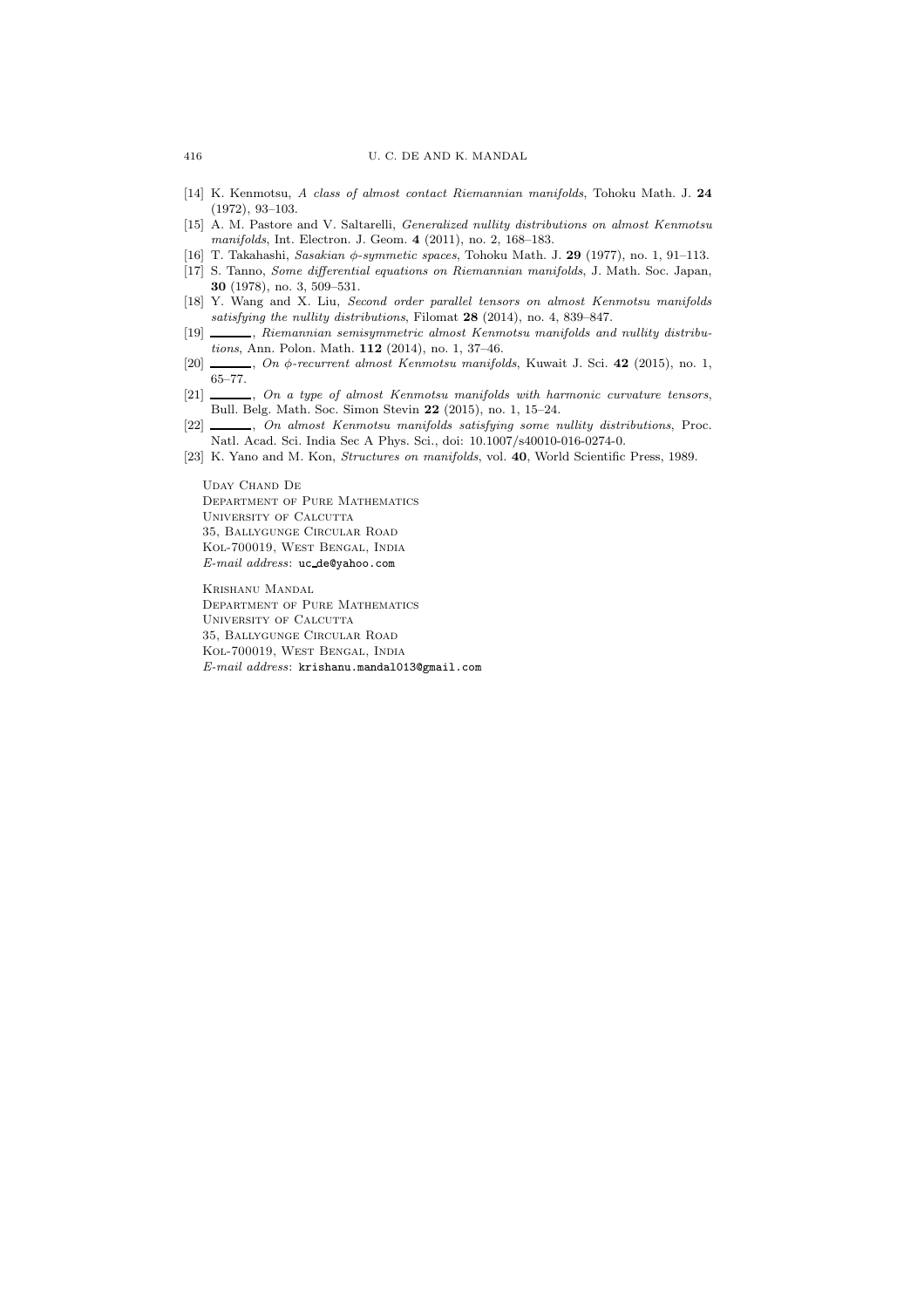[14] K. Kenmotsu, *A class of almost contact Riemannian manifolds*, Tohoku Math. J. **24** (1972), 93–103.

[15] A. M. Pastore and V. Saltarelli, *Generalized nullity distributions on almost Kenmotsu manifolds*, Int. Electron. J. Geom. **4** (2011), no. 2, 168–183.

[16] T. Takahashi, *Sasakian $\phi$-symmetic spaces*, Tohoku Math. J. **29** (1977), no. 1, 91–113.

[17] S. Tanno, *Some differential equations on Riemannian manifolds*, J. Math. Soc. Japan, **30** (1978), no. 3, 509–531.

[18] Y. Wang and X. Liu, *Second order parallel tensors on almost Kenmotsu manifolds satisfying the nullity distributions*, Filomat **28** (2014), no. 4, 839–847.

[19] ______, *Riemannian semisymmetric almost Kenmotsu manifolds and nullity distributions*, Ann. Polon. Math. **112** (2014), no. 1, 37–46.

[20] ______, *On $\phi$-recurrent almost Kenmotsu manifolds*, Kuwait J. Sci. **42** (2015), no. 1, 65–77.

[21] ______, *On a type of almost Kenmotsu manifolds with harmonic curvature tensors*, Bull. Belg. Math. Soc. Simon Stevin **22** (2015), no. 1, 15–24.

[22] ______, *On almost Kenmotsu manifolds satisfying some nullity distributions*, Proc. Natl. Acad. Sci. India Sec A Phys. Sci., doi: 10.1007/s40010-016-0274-0.

[23] K. Yano and M. Kon, *Structures on manifolds*, vol. **40**, World Scientific Press, 1989.

Uday Chand De
Department of Pure Mathematics
University of Calcutta
35, Ballygunge Circular Road
Kol-700019, West Bengal, India
*E-mail address*: uc_de@yahoo.com

Krishanu Mandal
Department of Pure Mathematics
University of Calcutta
35, Ballygunge Circular Road
Kol-700019, West Bengal, India
*E-mail address*: krishanu.mandal013@gmail.com